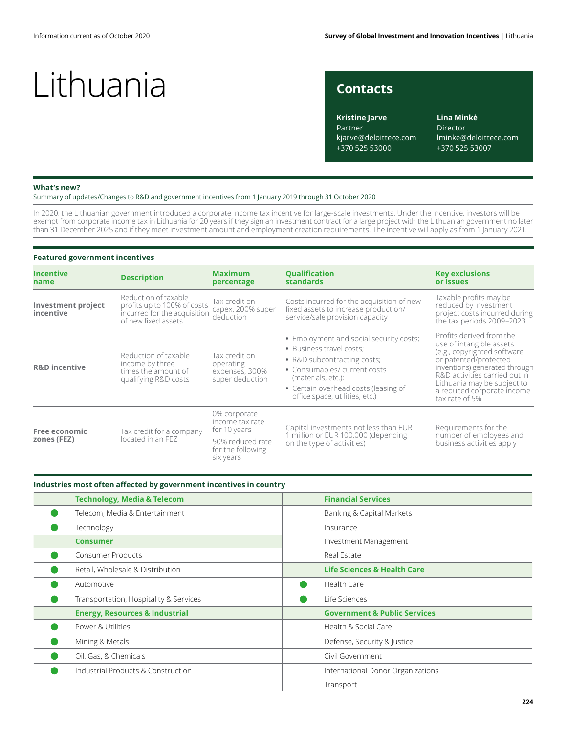Information current as of October 2020

# Lithuania

## Contacts

**Kristine Jarve**
Partner
kjarve@deloittece.com
+370 525 53000

**Lina Minkė**
Director
lminke@deloittece.com
+370 525 53007

### What's new?

Summary of updates/Changes to R&D and government incentives from 1 January 2019 through 31 October 2020

In 2020, the Lithuanian government introduced a corporate income tax incentive for large-scale investments. Under the incentive, investors will be exempt from corporate income tax in Lithuania for 20 years if they sign an investment contract for a large project with the Lithuanian government no later than 31 December 2025 and if they meet investment amount and employment creation requirements. The incentive will apply as from 1 January 2021.

### Featured government incentives

| Incentive name | Description | Maximum percentage | Qualification standards | Key exclusions or issues |
|---|---|---|---|---|
| **Investment project incentive** | Reduction of taxable profits up to 100% of costs incurred for the acquisition of new fixed assets | Tax credit on capex, 200% super deduction | Costs incurred for the acquisition of new fixed assets to increase production/ service/sale provision capacity | Taxable profits may be reduced by investment project costs incurred during the tax periods 2009–2023 |
| **R&D incentive** | Reduction of taxable income by three times the amount of qualifying R&D costs | Tax credit on operating expenses, 300% super deduction | • Employment and social security costs;<br>• Business travel costs;<br>• R&D subcontracting costs;<br>• Consumables/ current costs (materials, etc.);<br>• Certain overhead costs (leasing of office space, utilities, etc.) | Profits derived from the use of intangible assets (e.g., copyrighted software or patented/protected inventions) generated through R&D activities carried out in Lithuania may be subject to a reduced corporate income tax rate of 5% |
| **Free economic zones (FEZ)** | Tax credit for a company located in an FEZ | 0% corporate income tax rate for 10 years<br>50% reduced rate for the following six years | Capital investments not less than EUR 1 million or EUR 100,000 (depending on the type of activities) | Requirements for the number of employees and business activities apply |

### Industries most often affected by government incentives in country

| | Technology, Media & Telecom | | Financial Services |
|---|---|---|---|
| ● | Telecom, Media & Entertainment | | Banking & Capital Markets |
| ● | Technology | | Insurance |
| | **Consumer** | | Investment Management |
| ● | Consumer Products | | Real Estate |
| ● | Retail, Wholesale & Distribution | | **Life Sciences & Health Care** |
| ● | Automotive | ● | Health Care |
| ● | Transportation, Hospitality & Services | ● | Life Sciences |
| | **Energy, Resources & Industrial** | | **Government & Public Services** |
| ● | Power & Utilities | | Health & Social Care |
| ● | Mining & Metals | | Defense, Security & Justice |
| ● | Oil, Gas, & Chemicals | | Civil Government |
| ● | Industrial Products & Construction | | International Donor Organizations |
| | | | Transport |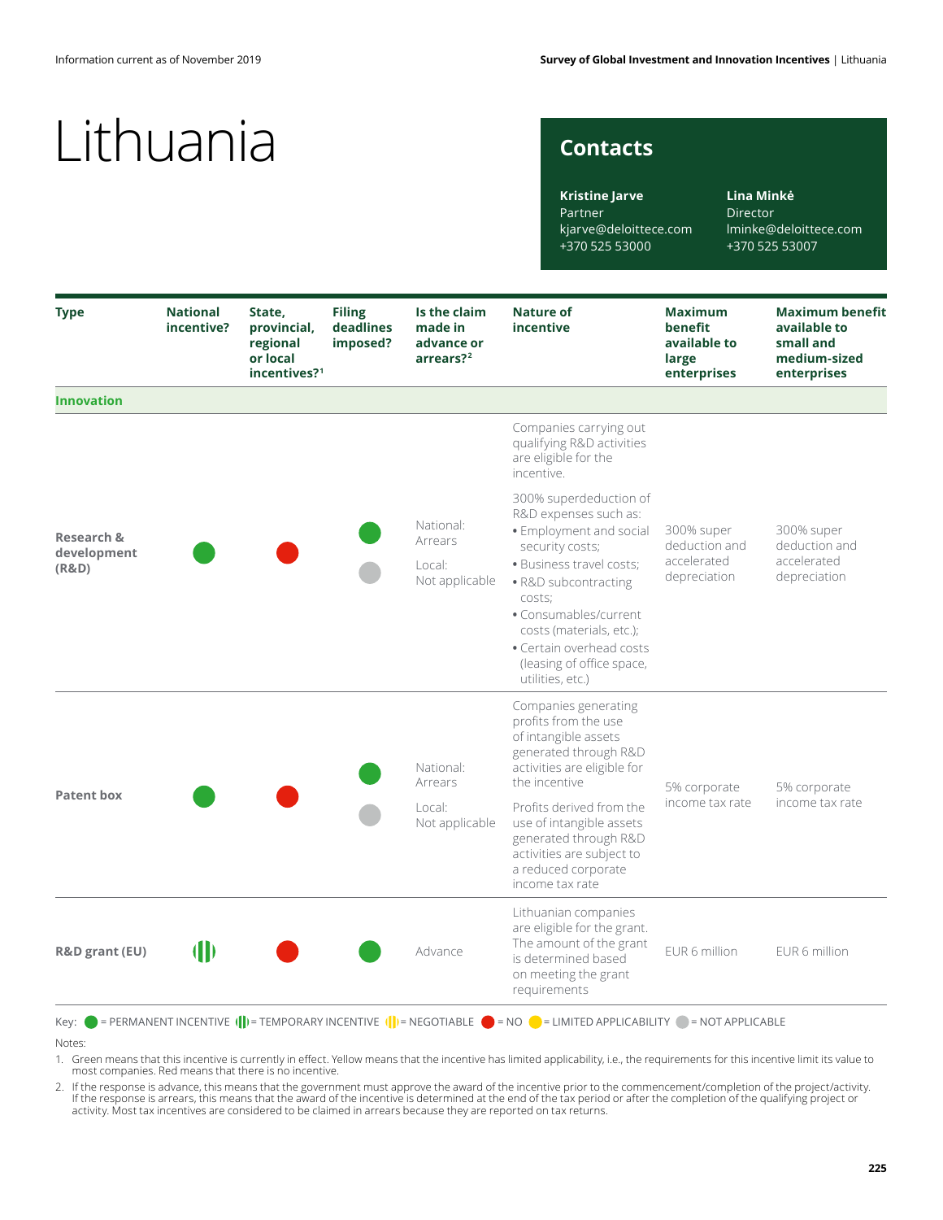# Lithuania

## Contacts

**Kristine Jarve**
Partner
kjarve@deloittece.com
+370 525 53000

**Lina Minkė**
Director
lminke@deloittece.com
+370 525 53007

| Type | National incentive? | State, provincial, regional or local incentives?[1] | Filing deadlines imposed? | Is the claim made in advance or arrears?[2] | Nature of incentive | Maximum benefit available to large enterprises | Maximum benefit available to small and medium-sized enterprises |
|---|---|---|---|---|---|---|---|
| **Innovation** | | | | | | | |
| **Research & development (R&D)** | PERMANENT INCENTIVE | NO | PERMANENT INCENTIVE / NOT APPLICABLE | National: Arrears<br>Local: Not applicable | Companies carrying out qualifying R&D activities are eligible for the incentive.<br>300% superdeduction of R&D expenses such as:<br>• Employment and social security costs;<br>• Business travel costs;<br>• R&D subcontracting costs;<br>• Consumables/current costs (materials, etc.);<br>• Certain overhead costs (leasing of office space, utilities, etc.) | 300% super deduction and accelerated depreciation | 300% super deduction and accelerated depreciation |
| **Patent box** | PERMANENT INCENTIVE | NO | PERMANENT INCENTIVE / NOT APPLICABLE | National: Arrears<br>Local: Not applicable | Companies generating profits from the use of intangible assets generated through R&D activities are eligible for the incentive<br>Profits derived from the use of intangible assets generated through R&D activities are subject to a reduced corporate income tax rate | 5% corporate income tax rate | 5% corporate income tax rate |
| **R&D grant (EU)** | TEMPORARY INCENTIVE | NO | PERMANENT INCENTIVE | Advance | Lithuanian companies are eligible for the grant. The amount of the grant is determined based on meeting the grant requirements | EUR 6 million | EUR 6 million |

Key: = PERMANENT INCENTIVE = TEMPORARY INCENTIVE = NEGOTIABLE = NO = LIMITED APPLICABILITY = NOT APPLICABLE

Notes:

1. Green means that this incentive is currently in effect. Yellow means that the incentive has limited applicability, i.e., the requirements for this incentive limit its value to most companies. Red means that there is no incentive.
2. If the response is advance, this means that the government must approve the award of the incentive prior to the commencement/completion of the project/activity. If the response is arrears, this means that the award of the incentive is determined at the end of the tax period or after the completion of the qualifying project or activity. Most tax incentives are considered to be claimed in arrears because they are reported on tax returns.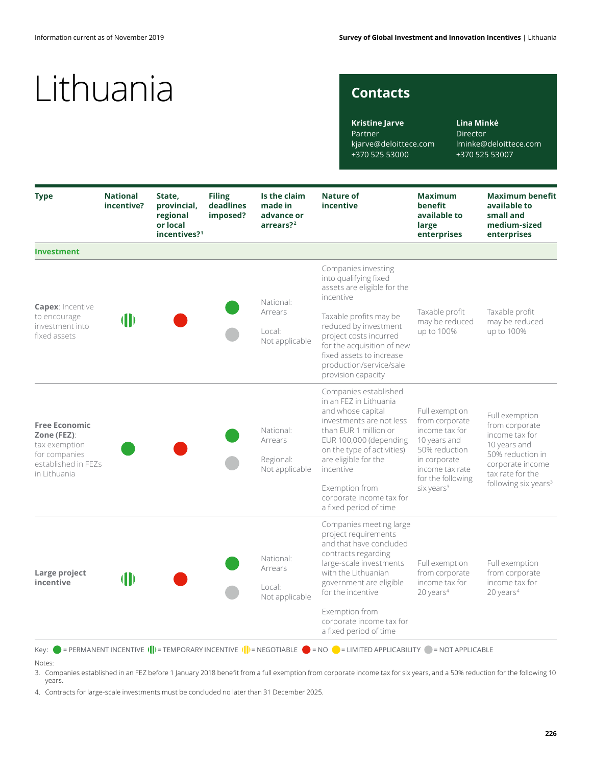Information current as of November 2019

# Lithuania

## Contacts

**Kristine Jarve**
Partner
kjarve@deloittece.com
+370 525 53000

**Lina Minkė**
Director
lminke@deloittece.com
+370 525 53007

| Type | National incentive? | State, provincial, regional or local incentives?[1] | Filing deadlines imposed? | Is the claim made in advance or arrears?[2] | Nature of incentive | Maximum benefit available to large enterprises | Maximum benefit available to small and medium-sized enterprises |
|---|---|---|---|---|---|---|---|
| **Investment** | | | | | | | |
| **Capex**: Incentive to encourage investment into fixed assets | Temporary incentive | No | National: Permanent incentive<br>Local: Not applicable | National: Arrears<br>Local: Not applicable | Companies investing into qualifying fixed assets are eligible for the incentive<br><br>Taxable profits may be reduced by investment project costs incurred for the acquisition of new fixed assets to increase production/service/sale provision capacity | Taxable profit may be reduced up to 100% | Taxable profit may be reduced up to 100% |
| **Free Economic Zone (FEZ)**: tax exemption for companies established in FEZs in Lithuania | Permanent incentive | No | National: Permanent incentive<br>Regional: Not applicable | National: Arrears<br>Regional: Not applicable | Companies established in an FEZ in Lithuania and whose capital investments are not less than EUR 1 million or EUR 100,000 (depending on the type of activities) are eligible for the incentive<br><br>Exemption from corporate income tax for a fixed period of time | Full exemption from corporate income tax for 10 years and 50% reduction in corporate income tax rate for the following six years[3] | Full exemption from corporate income tax for 10 years and 50% reduction in corporate income tax rate for the following six years[3] |
| **Large project incentive** | Temporary incentive | No | National: Permanent incentive<br>Local: Not applicable | National: Arrears<br>Local: Not applicable | Companies meeting large project requirements and that have concluded contracts regarding large-scale investments with the Lithuanian government are eligible for the incentive<br><br>Exemption from corporate income tax for a fixed period of time | Full exemption from corporate income tax for 20 years[4] | Full exemption from corporate income tax for 20 years[4] |

Key: ● = PERMANENT INCENTIVE ● = TEMPORARY INCENTIVE ● = NEGOTIABLE ● = NO ● = LIMITED APPLICABILITY ● = NOT APPLICABLE

Notes:

3. Companies established in an FEZ before 1 January 2018 benefit from a full exemption from corporate income tax for six years, and a 50% reduction for the following 10 years.
4. Contracts for large-scale investments must be concluded no later than 31 December 2025.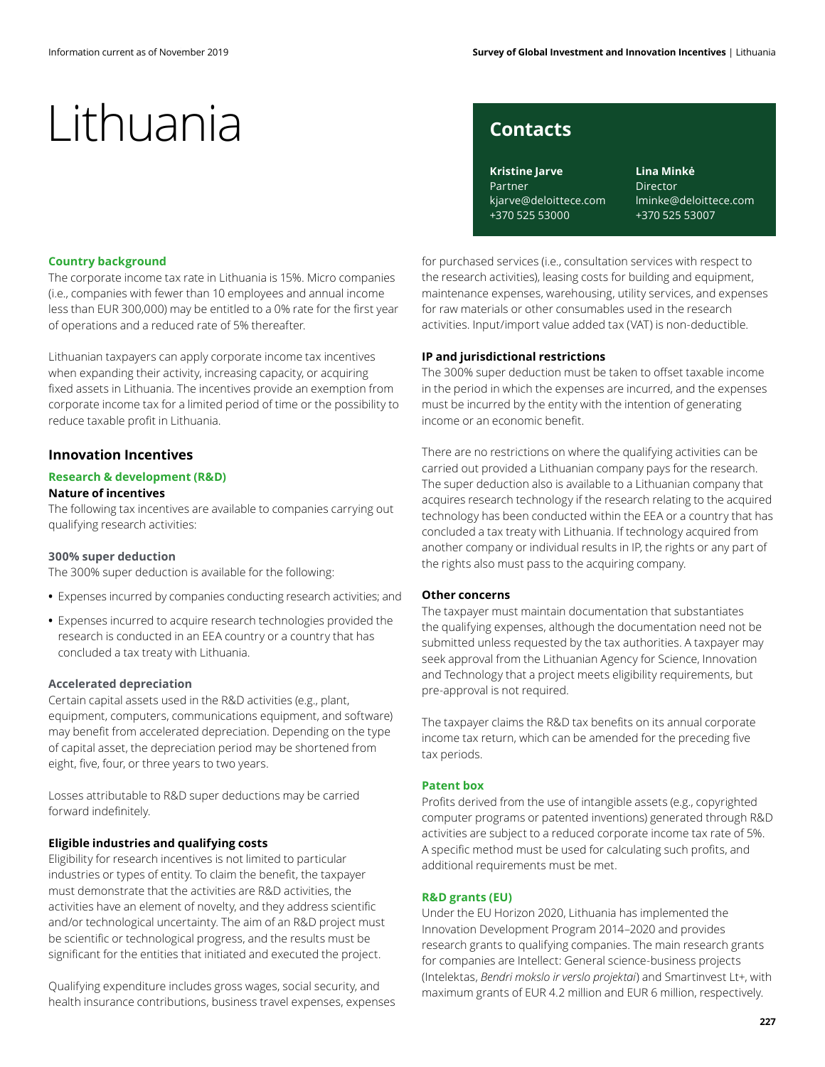# Lithuania

## Contacts

**Kristine Jarve**
Partner
kjarve@deloittece.com
+370 525 53000

**Lina Minkė**
Director
lminke@deloittece.com
+370 525 53007

### Country background

The corporate income tax rate in Lithuania is 15%. Micro companies (i.e., companies with fewer than 10 employees and annual income less than EUR 300,000) may be entitled to a 0% rate for the first year of operations and a reduced rate of 5% thereafter.

Lithuanian taxpayers can apply corporate income tax incentives when expanding their activity, increasing capacity, or acquiring fixed assets in Lithuania. The incentives provide an exemption from corporate income tax for a limited period of time or the possibility to reduce taxable profit in Lithuania.

## Innovation Incentives

### Research & development (R&D)

#### Nature of incentives

The following tax incentives are available to companies carrying out qualifying research activities:

**300% super deduction**

The 300% super deduction is available for the following:

- Expenses incurred by companies conducting research activities; and
- Expenses incurred to acquire research technologies provided the research is conducted in an EEA country or a country that has concluded a tax treaty with Lithuania.

**Accelerated depreciation**

Certain capital assets used in the R&D activities (e.g., plant, equipment, computers, communications equipment, and software) may benefit from accelerated depreciation. Depending on the type of capital asset, the depreciation period may be shortened from eight, five, four, or three years to two years.

Losses attributable to R&D super deductions may be carried forward indefinitely.

#### Eligible industries and qualifying costs

Eligibility for research incentives is not limited to particular industries or types of entity. To claim the benefit, the taxpayer must demonstrate that the activities are R&D activities, the activities have an element of novelty, and they address scientific and/or technological uncertainty. The aim of an R&D project must be scientific or technological progress, and the results must be significant for the entities that initiated and executed the project.

Qualifying expenditure includes gross wages, social security, and health insurance contributions, business travel expenses, expenses for purchased services (i.e., consultation services with respect to the research activities), leasing costs for building and equipment, maintenance expenses, warehousing, utility services, and expenses for raw materials or other consumables used in the research activities. Input/import value added tax (VAT) is non-deductible.

#### IP and jurisdictional restrictions

The 300% super deduction must be taken to offset taxable income in the period in which the expenses are incurred, and the expenses must be incurred by the entity with the intention of generating income or an economic benefit.

There are no restrictions on where the qualifying activities can be carried out provided a Lithuanian company pays for the research. The super deduction also is available to a Lithuanian company that acquires research technology if the research relating to the acquired technology has been conducted within the EEA or a country that has concluded a tax treaty with Lithuania. If technology acquired from another company or individual results in IP, the rights or any part of the rights also must pass to the acquiring company.

#### Other concerns

The taxpayer must maintain documentation that substantiates the qualifying expenses, although the documentation need not be submitted unless requested by the tax authorities. A taxpayer may seek approval from the Lithuanian Agency for Science, Innovation and Technology that a project meets eligibility requirements, but pre-approval is not required.

The taxpayer claims the R&D tax benefits on its annual corporate income tax return, which can be amended for the preceding five tax periods.

### Patent box

Profits derived from the use of intangible assets (e.g., copyrighted computer programs or patented inventions) generated through R&D activities are subject to a reduced corporate income tax rate of 5%. A specific method must be used for calculating such profits, and additional requirements must be met.

### R&D grants (EU)

Under the EU Horizon 2020, Lithuania has implemented the Innovation Development Program 2014–2020 and provides research grants to qualifying companies. The main research grants for companies are Intellect: General science-business projects (Intelektas, *Bendri mokslo ir verslo projektai*) and Smartinvest Lt+, with maximum grants of EUR 4.2 million and EUR 6 million, respectively.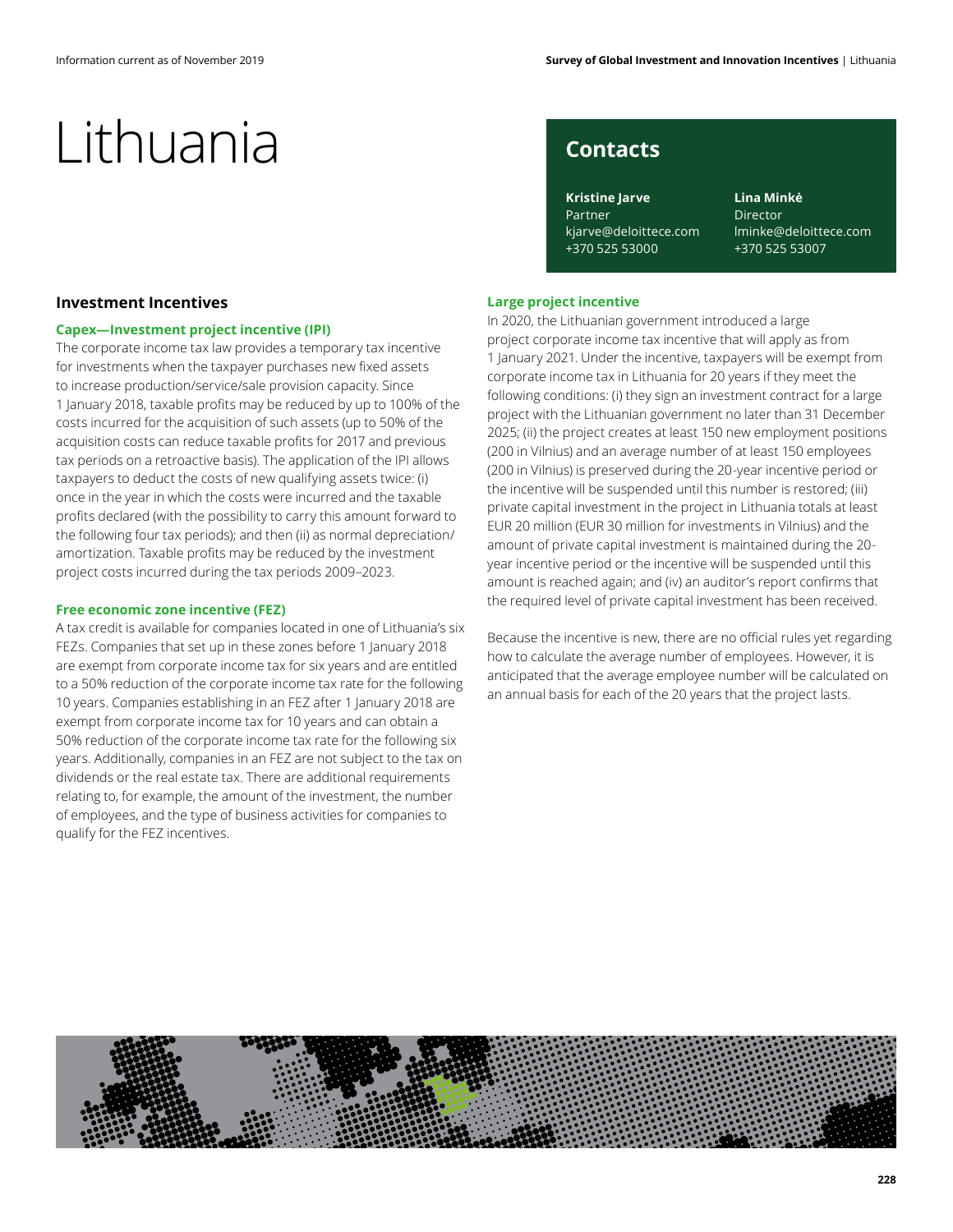# Lithuania

## Contacts

**Kristine Jarve**
Partner
kjarve@deloittece.com
+370 525 53000

**Lina Minkė**
Director
lminke@deloittece.com
+370 525 53007

### Investment Incentives

**Capex—Investment project incentive (IPI)**

The corporate income tax law provides a temporary tax incentive for investments when the taxpayer purchases new fixed assets to increase production/service/sale provision capacity. Since 1 January 2018, taxable profits may be reduced by up to 100% of the costs incurred for the acquisition of such assets (up to 50% of the acquisition costs can reduce taxable profits for 2017 and previous tax periods on a retroactive basis). The application of the IPI allows taxpayers to deduct the costs of new qualifying assets twice: (i) once in the year in which the costs were incurred and the taxable profits declared (with the possibility to carry this amount forward to the following four tax periods); and then (ii) as normal depreciation/amortization. Taxable profits may be reduced by the investment project costs incurred during the tax periods 2009–2023.

**Free economic zone incentive (FEZ)**

A tax credit is available for companies located in one of Lithuania's six FEZs. Companies that set up in these zones before 1 January 2018 are exempt from corporate income tax for six years and are entitled to a 50% reduction of the corporate income tax rate for the following 10 years. Companies establishing in an FEZ after 1 January 2018 are exempt from corporate income tax for 10 years and can obtain a 50% reduction of the corporate income tax rate for the following six years. Additionally, companies in an FEZ are not subject to the tax on dividends or the real estate tax. There are additional requirements relating to, for example, the amount of the investment, the number of employees, and the type of business activities for companies to qualify for the FEZ incentives.

**Large project incentive**

In 2020, the Lithuanian government introduced a large project corporate income tax incentive that will apply as from 1 January 2021. Under the incentive, taxpayers will be exempt from corporate income tax in Lithuania for 20 years if they meet the following conditions: (i) they sign an investment contract for a large project with the Lithuanian government no later than 31 December 2025; (ii) the project creates at least 150 new employment positions (200 in Vilnius) and an average number of at least 150 employees (200 in Vilnius) is preserved during the 20-year incentive period or the incentive will be suspended until this number is restored; (iii) private capital investment in the project in Lithuania totals at least EUR 20 million (EUR 30 million for investments in Vilnius) and the amount of private capital investment is maintained during the 20-year incentive period or the incentive will be suspended until this amount is reached again; and (iv) an auditor's report confirms that the required level of private capital investment has been received.

Because the incentive is new, there are no official rules yet regarding how to calculate the average number of employees. However, it is anticipated that the average employee number will be calculated on an annual basis for each of the 20 years that the project lasts.